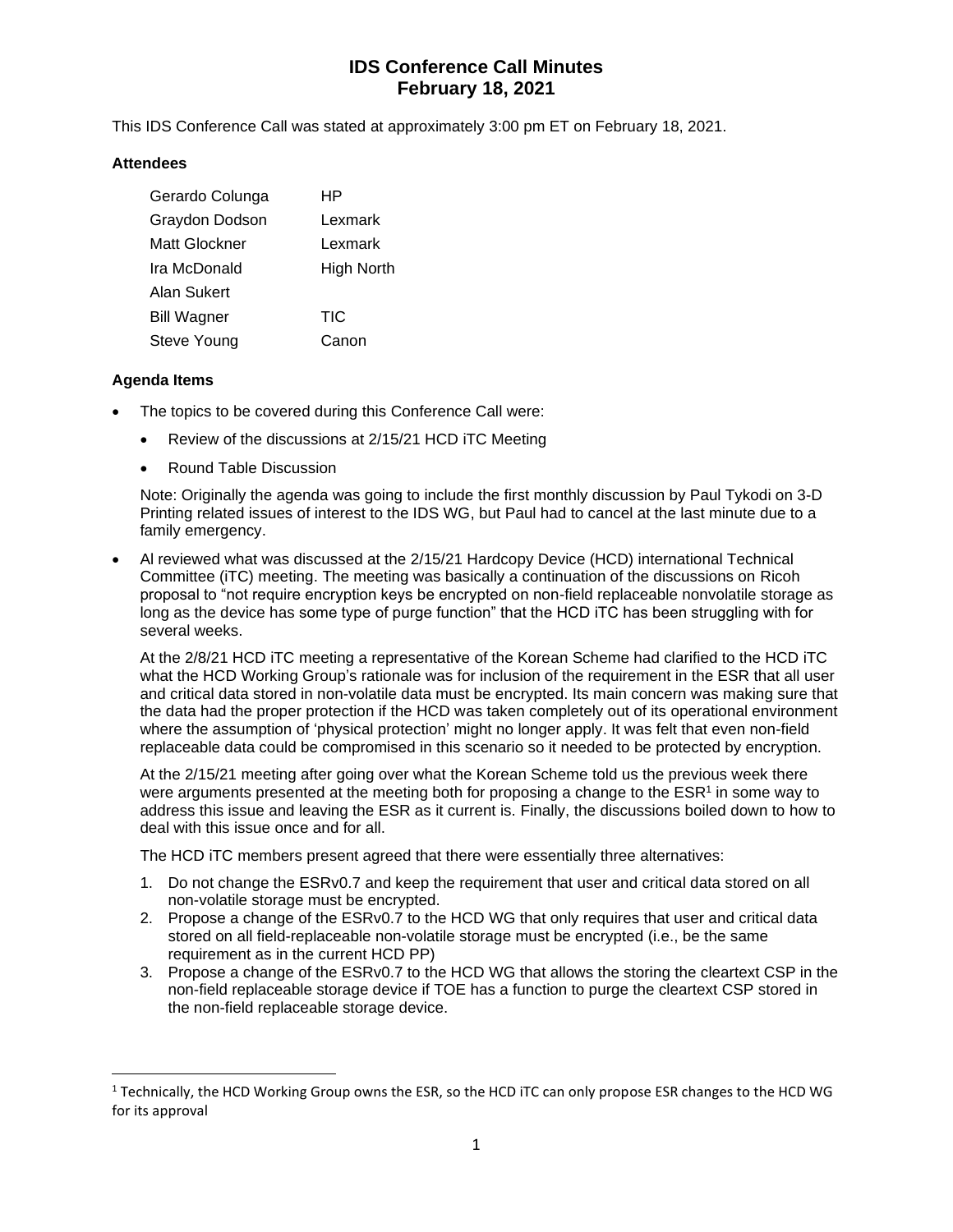# IDS Conference Call Minutes
## February 18, 2021

This IDS Conference Call was stated at approximately 3:00 pm ET on February 18, 2021.

### Attendees

| | |
|---|---|
| Gerardo Colunga | HP |
| Graydon Dodson | Lexmark |
| Matt Glockner | Lexmark |
| Ira McDonald | High North |
| Alan Sukert | |
| Bill Wagner | TIC |
| Steve Young | Canon |

### Agenda Items

- The topics to be covered during this Conference Call were:
  - Review of the discussions at 2/15/21 HCD iTC Meeting
  - Round Table Discussion

  Note: Originally the agenda was going to include the first monthly discussion by Paul Tykodi on 3-D Printing related issues of interest to the IDS WG, but Paul had to cancel at the last minute due to a family emergency.

- Al reviewed what was discussed at the 2/15/21 Hardcopy Device (HCD) international Technical Committee (iTC) meeting. The meeting was basically a continuation of the discussions on Ricoh proposal to "not require encryption keys be encrypted on non-field replaceable nonvolatile storage as long as the device has some type of purge function" that the HCD iTC has been struggling with for several weeks.

  At the 2/8/21 HCD iTC meeting a representative of the Korean Scheme had clarified to the HCD iTC what the HCD Working Group's rationale was for inclusion of the requirement in the ESR that all user and critical data stored in non-volatile data must be encrypted. Its main concern was making sure that the data had the proper protection if the HCD was taken completely out of its operational environment where the assumption of 'physical protection' might no longer apply. It was felt that even non-field replaceable data could be compromised in this scenario so it needed to be protected by encryption.

  At the 2/15/21 meeting after going over what the Korean Scheme told us the previous week there were arguments presented at the meeting both for proposing a change to the ESR[1] in some way to address this issue and leaving the ESR as it current is. Finally, the discussions boiled down to how to deal with this issue once and for all.

  The HCD iTC members present agreed that there were essentially three alternatives:

  1. Do not change the ESRv0.7 and keep the requirement that user and critical data stored on all non-volatile storage must be encrypted.
  2. Propose a change of the ESRv0.7 to the HCD WG that only requires that user and critical data stored on all field-replaceable non-volatile storage must be encrypted (i.e., be the same requirement as in the current HCD PP)
  3. Propose a change of the ESRv0.7 to the HCD WG that allows the storing the cleartext CSP in the non-field replaceable storage device if TOE has a function to purge the cleartext CSP stored in the non-field replaceable storage device.

---

[1] Technically, the HCD Working Group owns the ESR, so the HCD iTC can only propose ESR changes to the HCD WG for its approval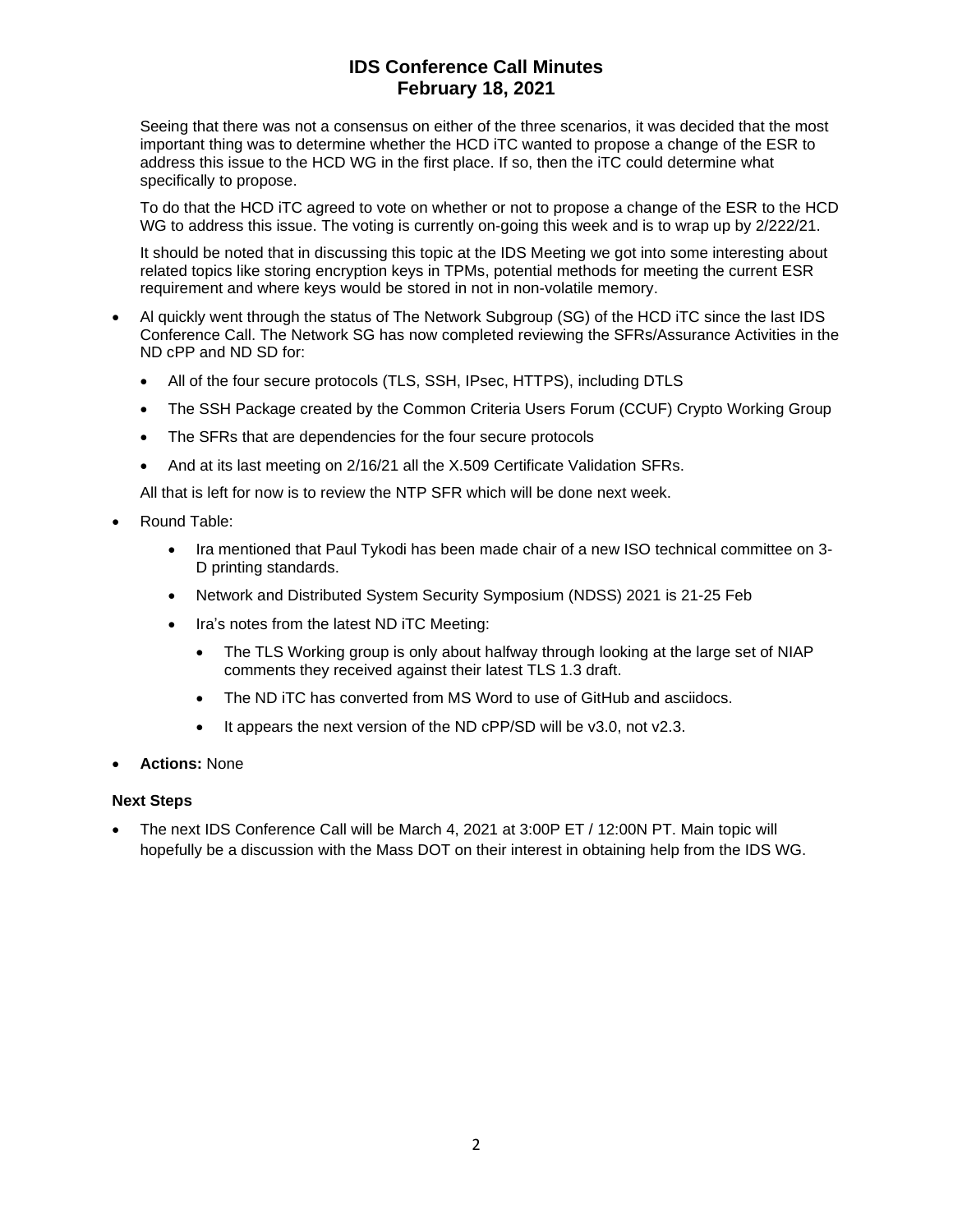Seeing that there was not a consensus on either of the three scenarios, it was decided that the most important thing was to determine whether the HCD iTC wanted to propose a change of the ESR to address this issue to the HCD WG in the first place. If so, then the iTC could determine what specifically to propose.

To do that the HCD iTC agreed to vote on whether or not to propose a change of the ESR to the HCD WG to address this issue. The voting is currently on-going this week and is to wrap up by 2/222/21.

It should be noted that in discussing this topic at the IDS Meeting we got into some interesting about related topics like storing encryption keys in TPMs, potential methods for meeting the current ESR requirement and where keys would be stored in not in non-volatile memory.

- Al quickly went through the status of The Network Subgroup (SG) of the HCD iTC since the last IDS Conference Call. The Network SG has now completed reviewing the SFRs/Assurance Activities in the ND cPP and ND SD for:
  - All of the four secure protocols (TLS, SSH, IPsec, HTTPS), including DTLS
  - The SSH Package created by the Common Criteria Users Forum (CCUF) Crypto Working Group
  - The SFRs that are dependencies for the four secure protocols
  - And at its last meeting on 2/16/21 all the X.509 Certificate Validation SFRs.

  All that is left for now is to review the NTP SFR which will be done next week.
- Round Table:
  - Ira mentioned that Paul Tykodi has been made chair of a new ISO technical committee on 3-D printing standards.
  - Network and Distributed System Security Symposium (NDSS) 2021 is 21-25 Feb
  - Ira's notes from the latest ND iTC Meeting:
    - The TLS Working group is only about halfway through looking at the large set of NIAP comments they received against their latest TLS 1.3 draft.
    - The ND iTC has converted from MS Word to use of GitHub and asciidocs.
    - It appears the next version of the ND cPP/SD will be v3.0, not v2.3.
- **Actions:** None

### Next Steps

- The next IDS Conference Call will be March 4, 2021 at 3:00P ET / 12:00N PT. Main topic will hopefully be a discussion with the Mass DOT on their interest in obtaining help from the IDS WG.